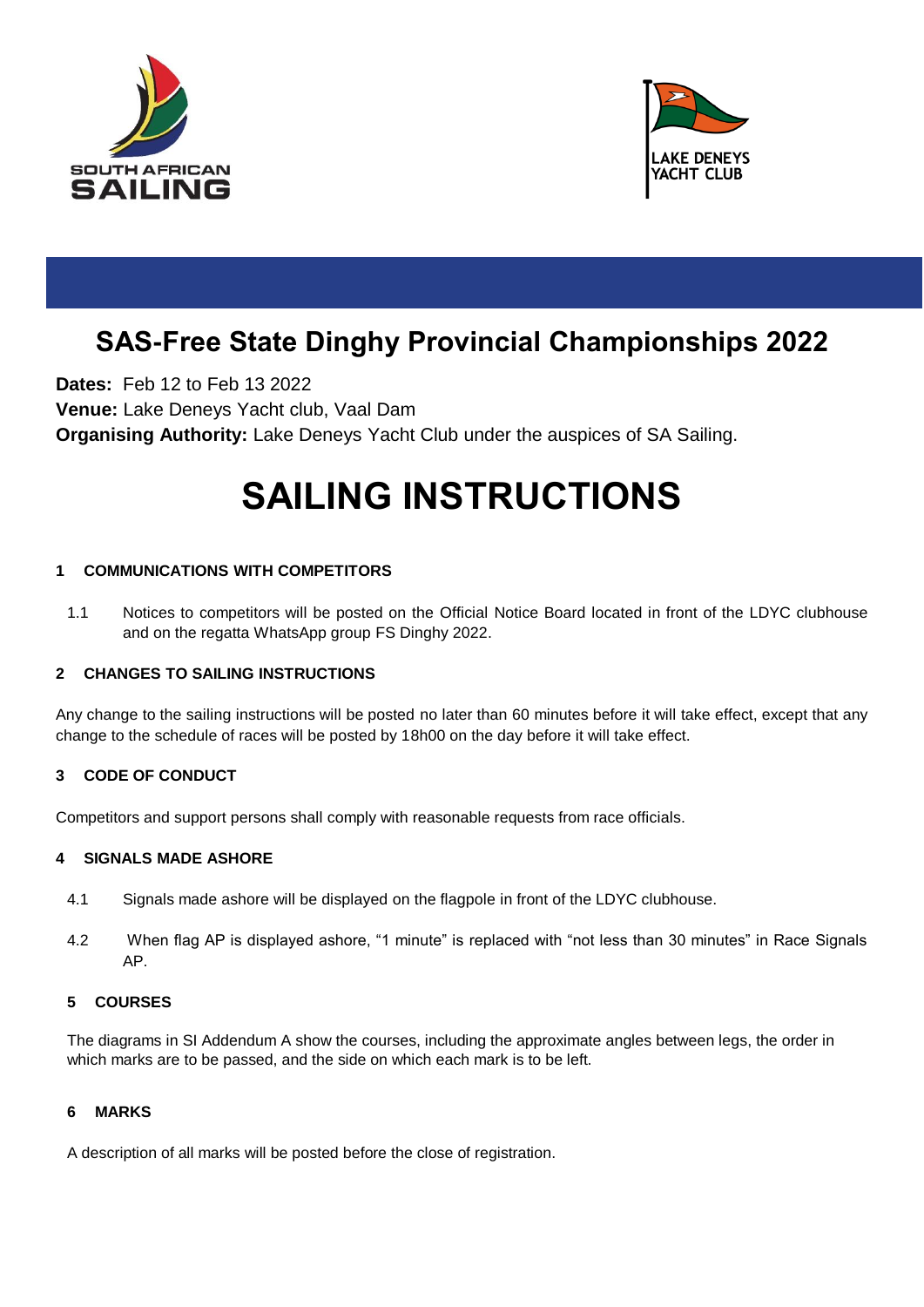SOUTH AFRICAN SAILING

LAKE DENEYS YACHT CLUB

# SAS-Free State Dinghy Provincial Championships 2022

**Dates:** Feb 12 to Feb 13 2022
**Venue:** Lake Deneys Yacht club, Vaal Dam
**Organising Authority:** Lake Deneys Yacht Club under the auspices of SA Sailing.

# SAILING INSTRUCTIONS

### 1 COMMUNICATIONS WITH COMPETITORS

1.1 Notices to competitors will be posted on the Official Notice Board located in front of the LDYC clubhouse and on the regatta WhatsApp group FS Dinghy 2022.

### 2 CHANGES TO SAILING INSTRUCTIONS

Any change to the sailing instructions will be posted no later than 60 minutes before it will take effect, except that any change to the schedule of races will be posted by 18h00 on the day before it will take effect.

### 3 CODE OF CONDUCT

Competitors and support persons shall comply with reasonable requests from race officials.

### 4 SIGNALS MADE ASHORE

4.1 Signals made ashore will be displayed on the flagpole in front of the LDYC clubhouse.

4.2 When flag AP is displayed ashore, "1 minute" is replaced with "not less than 30 minutes" in Race Signals AP.

### 5 COURSES

The diagrams in SI Addendum A show the courses, including the approximate angles between legs, the order in which marks are to be passed, and the side on which each mark is to be left.

### 6 MARKS

A description of all marks will be posted before the close of registration.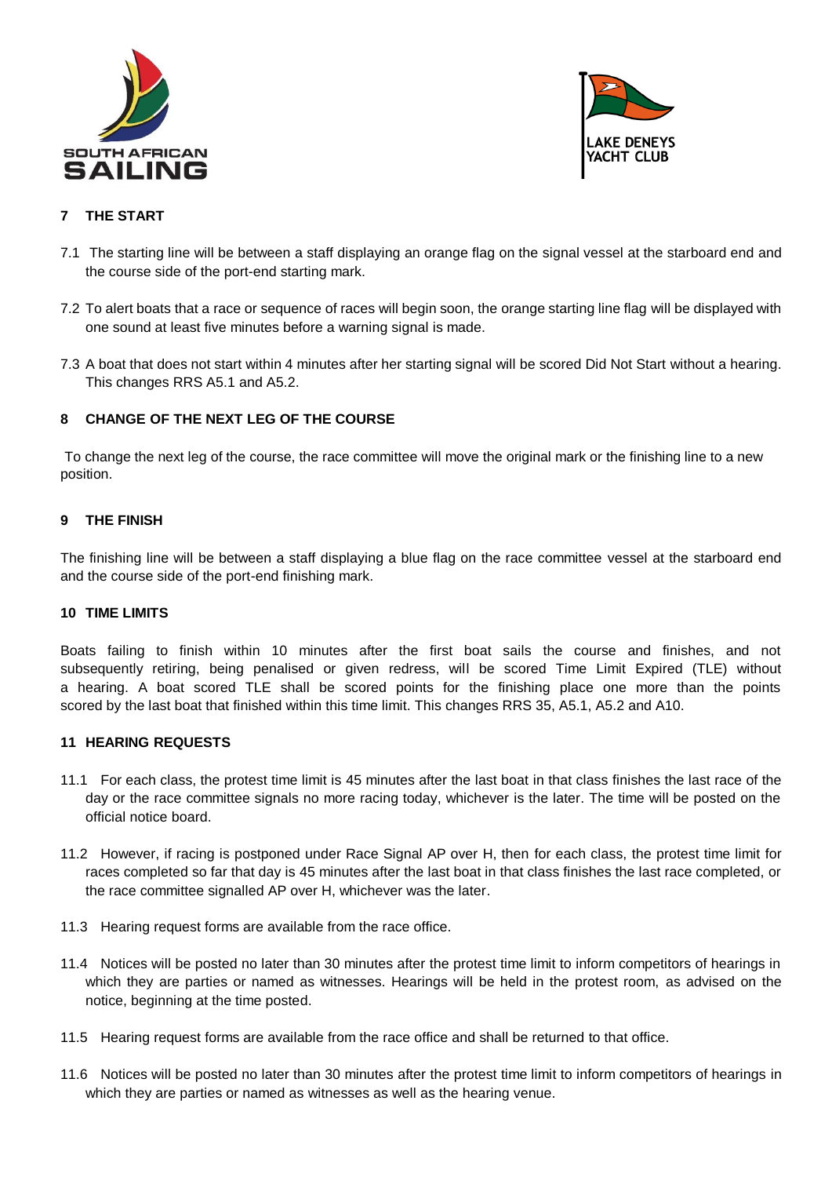## 7 THE START

7.1 The starting line will be between a staff displaying an orange flag on the signal vessel at the starboard end and the course side of the port-end starting mark.

7.2 To alert boats that a race or sequence of races will begin soon, the orange starting line flag will be displayed with one sound at least five minutes before a warning signal is made.

7.3 A boat that does not start within 4 minutes after her starting signal will be scored Did Not Start without a hearing. This changes RRS A5.1 and A5.2.

## 8 CHANGE OF THE NEXT LEG OF THE COURSE

To change the next leg of the course, the race committee will move the original mark or the finishing line to a new position.

## 9 THE FINISH

The finishing line will be between a staff displaying a blue flag on the race committee vessel at the starboard end and the course side of the port-end finishing mark.

## 10 TIME LIMITS

Boats failing to finish within 10 minutes after the first boat sails the course and finishes, and not subsequently retiring, being penalised or given redress, will be scored Time Limit Expired (TLE) without a hearing. A boat scored TLE shall be scored points for the finishing place one more than the points scored by the last boat that finished within this time limit. This changes RRS 35, A5.1, A5.2 and A10.

## 11 HEARING REQUESTS

11.1 For each class, the protest time limit is 45 minutes after the last boat in that class finishes the last race of the day or the race committee signals no more racing today, whichever is the later. The time will be posted on the official notice board.

11.2 However, if racing is postponed under Race Signal AP over H, then for each class, the protest time limit for races completed so far that day is 45 minutes after the last boat in that class finishes the last race completed, or the race committee signalled AP over H, whichever was the later.

11.3 Hearing request forms are available from the race office.

11.4 Notices will be posted no later than 30 minutes after the protest time limit to inform competitors of hearings in which they are parties or named as witnesses. Hearings will be held in the protest room, as advised on the notice, beginning at the time posted.

11.5 Hearing request forms are available from the race office and shall be returned to that office.

11.6 Notices will be posted no later than 30 minutes after the protest time limit to inform competitors of hearings in which they are parties or named as witnesses as well as the hearing venue.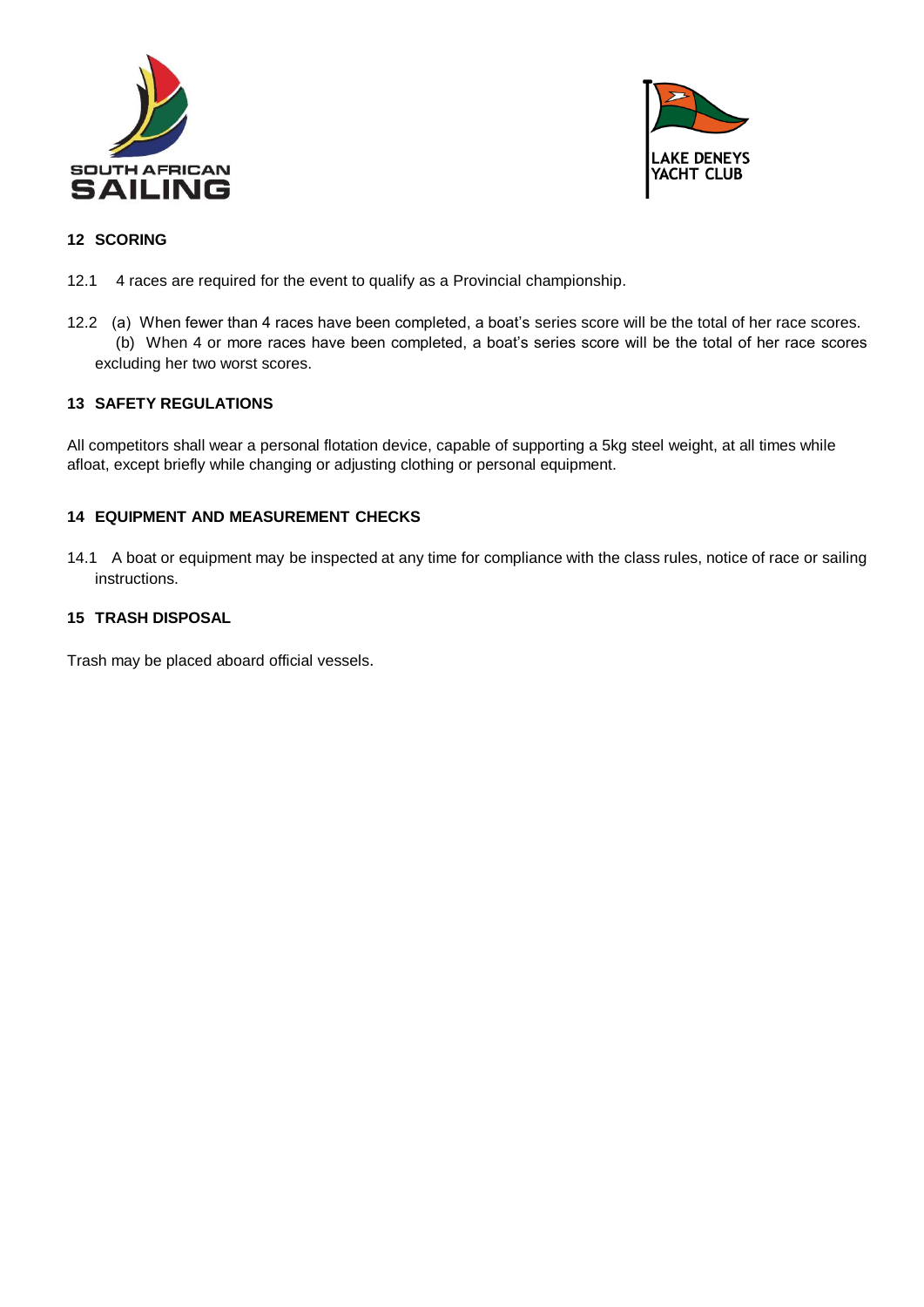## 12 SCORING

12.1 4 races are required for the event to qualify as a Provincial championship.

12.2 (a) When fewer than 4 races have been completed, a boat's series score will be the total of her race scores.
(b) When 4 or more races have been completed, a boat's series score will be the total of her race scores excluding her two worst scores.

## 13 SAFETY REGULATIONS

All competitors shall wear a personal flotation device, capable of supporting a 5kg steel weight, at all times while afloat, except briefly while changing or adjusting clothing or personal equipment.

## 14 EQUIPMENT AND MEASUREMENT CHECKS

14.1 A boat or equipment may be inspected at any time for compliance with the class rules, notice of race or sailing instructions.

## 15 TRASH DISPOSAL

Trash may be placed aboard official vessels.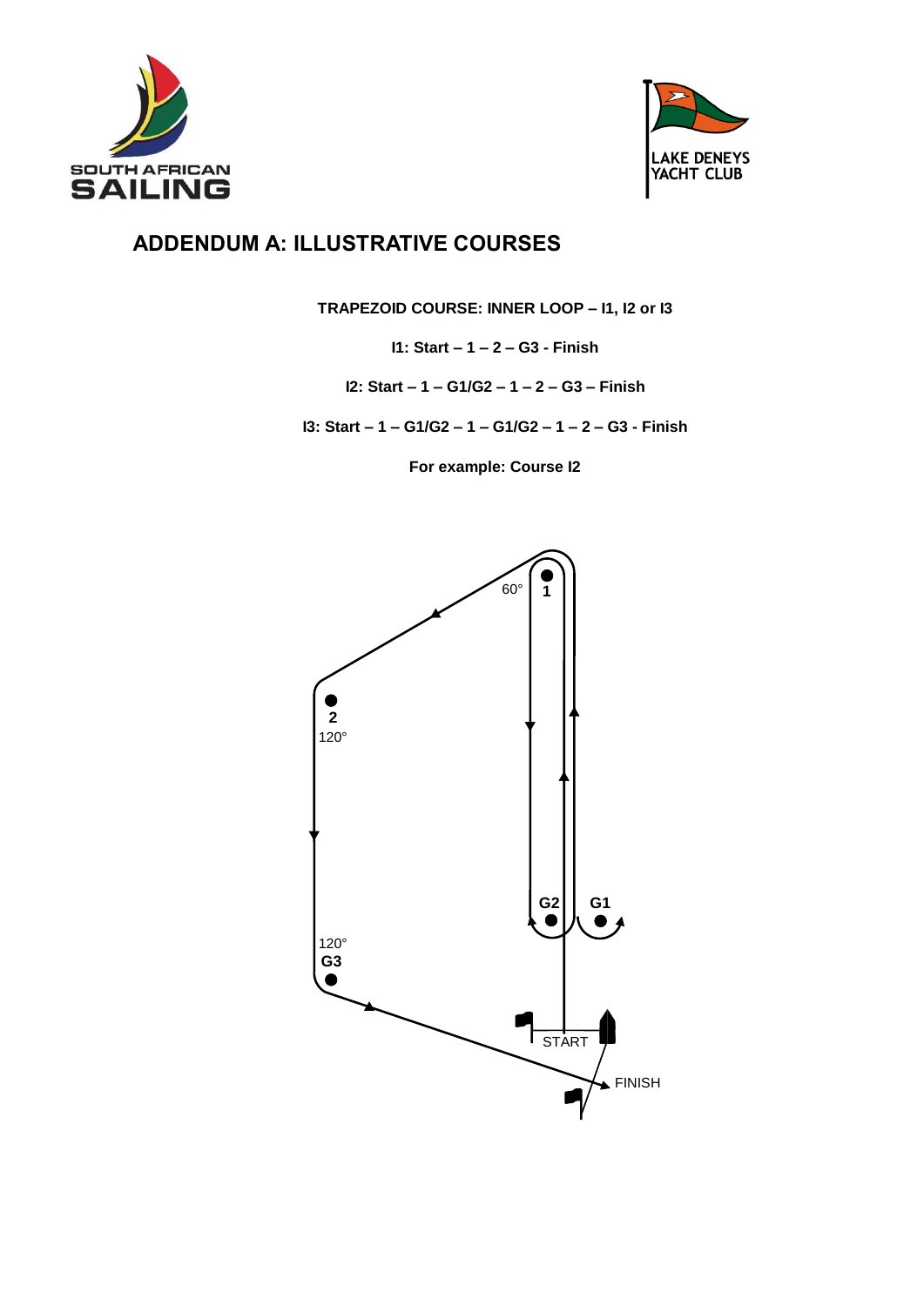# ADDENDUM A: ILLUSTRATIVE COURSES

**TRAPEZOID COURSE: INNER LOOP – I1, I2 or I3**

**I1: Start – 1 – 2 – G3 - Finish**

**I2: Start – 1 – G1/G2 – 1 – 2 – G3 – Finish**

**I3: Start – 1 – G1/G2 – 1 – G1/G2 – 1 – 2 – G3 - Finish**

**For example: Course I2**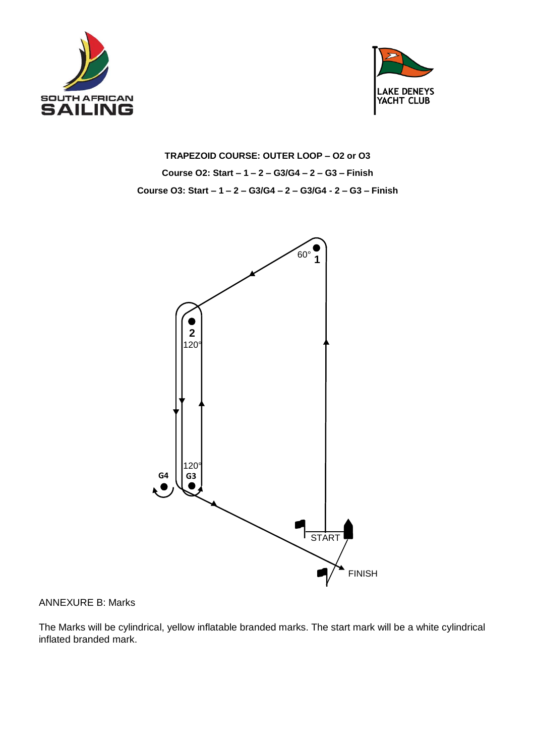SOUTH AFRICAN SAILING

LAKE DENEYS YACHT CLUB

**TRAPEZOID COURSE: OUTER LOOP – O2 or O3**

**Course O2: Start – 1 – 2 – G3/G4 – 2 – G3 – Finish**

**Course O3: Start – 1 – 2 – G3/G4 – 2 – G3/G4 - 2 – G3 – Finish**

60°

1

2

120°

120°

G4

G3

START

FINISH

ANNEXURE B: Marks

The Marks will be cylindrical, yellow inflatable branded marks. The start mark will be a white cylindrical inflated branded mark.